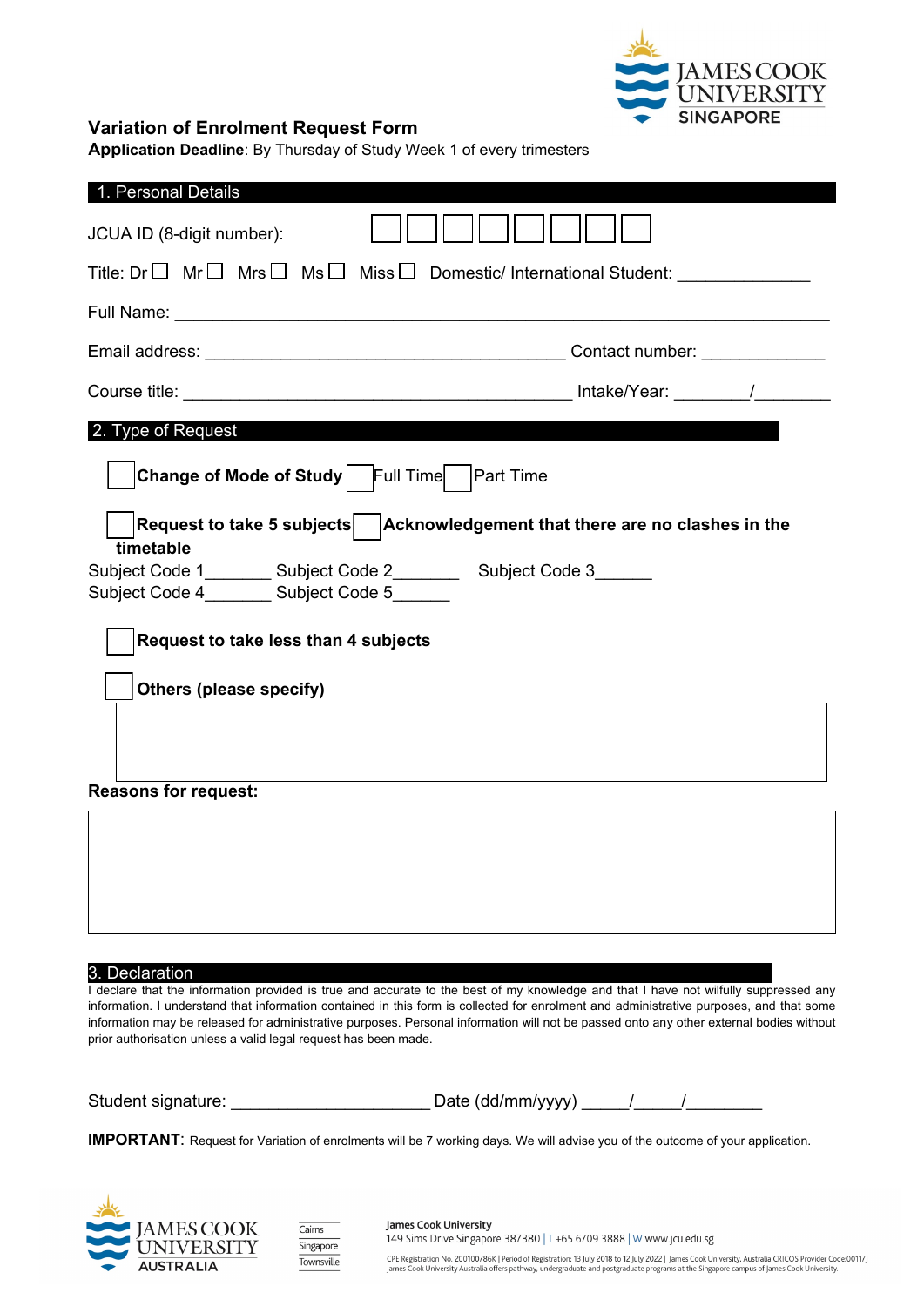JAMES COOK UNIVERSITY SINGAPORE

# Variation of Enrolment Request Form

**Application Deadline**: By Thursday of Study Week 1 of every trimesters

## 1. Personal Details

JCUA ID (8-digit number): ☐☐☐☐☐☐☐☐

Title: Dr ☐ Mr ☐ Mrs ☐ Ms ☐ Miss ☐ Domestic/ International Student: ______________

Full Name: ____________________________________________________________________

Email address: ______________________________________ Contact number: _____________

Course title: _________________________________________ Intake/Year: ________/________

## 2. Type of Request

☐ **Change of Mode of Study** ☐ Full Time ☐ Part Time

☐ **Request to take 5 subjects** ☐ **Acknowledgement that there are no clashes in the timetable**

Subject Code 1_______ Subject Code 2_______ Subject Code 3______

Subject Code 4_______ Subject Code 5______

☐ **Request to take less than 4 subjects**

☐ **Others (please specify)**

**Reasons for request:**

## 3. Declaration

I declare that the information provided is true and accurate to the best of my knowledge and that I have not wilfully suppressed any information. I understand that information contained in this form is collected for enrolment and administrative purposes, and that some information may be released for administrative purposes. Personal information will not be passed onto any other external bodies without prior authorisation unless a valid legal request has been made.

Student signature: _____________________ Date (dd/mm/yyyy) _____/_____/________

**IMPORTANT**: Request for Variation of enrolments will be 7 working days. We will advise you of the outcome of your application.

JAMES COOK UNIVERSITY AUSTRALIA

Cairns | Singapore | Townsville

James Cook University
149 Sims Drive Singapore 387380 | T +65 6709 3888 | W www.jcu.edu.sg

CPE Registration No. 200100786K | Period of Registration: 13 July 2018 to 12 July 2022 | James Cook University, Australia CRICOS Provider Code:00117J
James Cook University Australia offers pathway, undergraduate and postgraduate programs at the Singapore campus of James Cook University.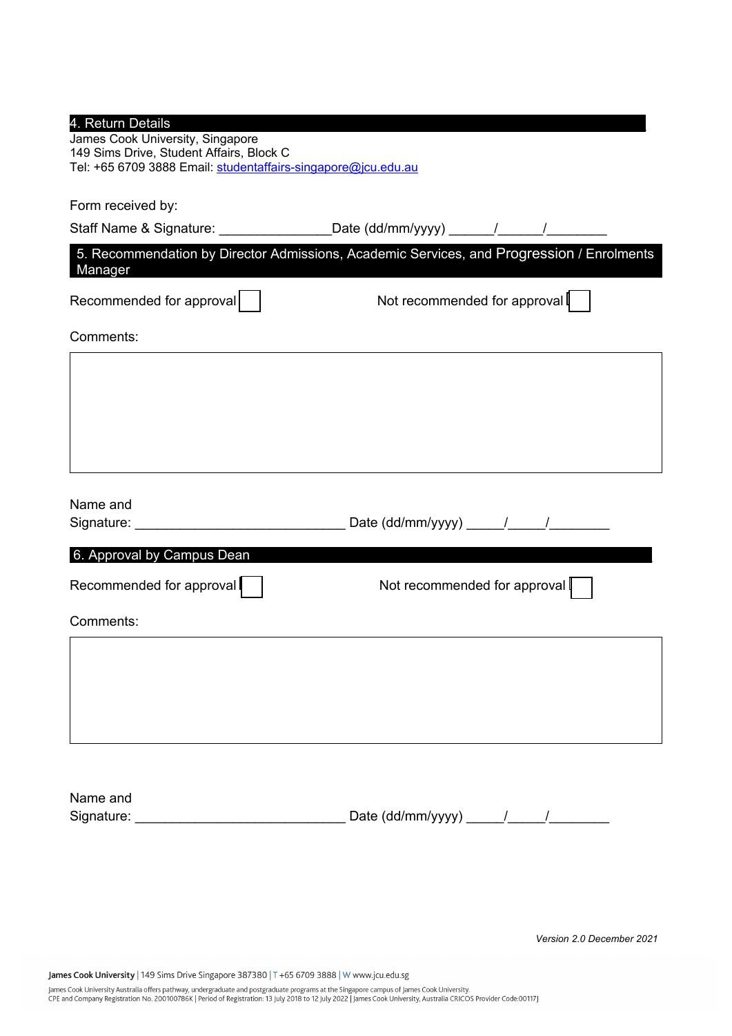## 4. Return Details

James Cook University, Singapore
149 Sims Drive, Student Affairs, Block C
Tel: +65 6709 3888 Email: studentaffairs-singapore@jcu.edu.au

Form received by:

Staff Name & Signature: _______________Date (dd/mm/yyyy) ______/______/________

## 5. Recommendation by Director Admissions, Academic Services, and Progression / Enrolments Manager

Recommended for approval ☐ Not recommended for approval ☐

Comments:

Name and Signature: ____________________________ Date (dd/mm/yyyy) _____/_____/________

## 6. Approval by Campus Dean

Recommended for approval ☐ Not recommended for approval ☐

Comments:

Name and Signature: ____________________________ Date (dd/mm/yyyy) _____/_____/________

*Version 2.0 December 2021*